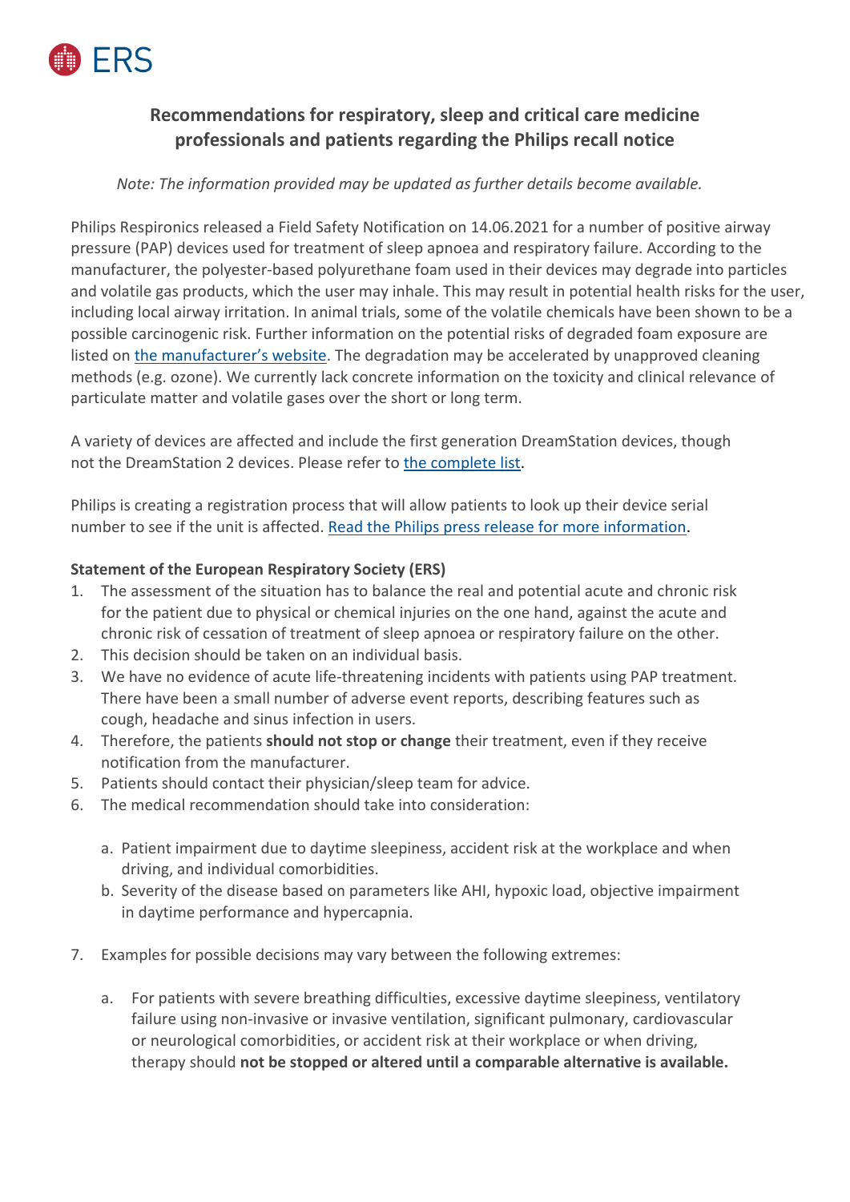ERS

# Recommendations for respiratory, sleep and critical care medicine professionals and patients regarding the Philips recall notice

*Note: The information provided may be updated as further details become available.*

Philips Respironics released a Field Safety Notification on 14.06.2021 for a number of positive airway pressure (PAP) devices used for treatment of sleep apnoea and respiratory failure. According to the manufacturer, the polyester-based polyurethane foam used in their devices may degrade into particles and volatile gas products, which the user may inhale. This may result in potential health risks for the user, including local airway irritation. In animal trials, some of the volatile chemicals have been shown to be a possible carcinogenic risk. Further information on the potential risks of degraded foam exposure are listed on [the manufacturer's website](). The degradation may be accelerated by unapproved cleaning methods (e.g. ozone). We currently lack concrete information on the toxicity and clinical relevance of particulate matter and volatile gases over the short or long term.

A variety of devices are affected and include the first generation DreamStation devices, though not the DreamStation 2 devices. Please refer to [the complete list]().

Philips is creating a registration process that will allow patients to look up their device serial number to see if the unit is affected. [Read the Philips press release for more information]().

**Statement of the European Respiratory Society (ERS)**

1. The assessment of the situation has to balance the real and potential acute and chronic risk for the patient due to physical or chemical injuries on the one hand, against the acute and chronic risk of cessation of treatment of sleep apnoea or respiratory failure on the other.
2. This decision should be taken on an individual basis.
3. We have no evidence of acute life-threatening incidents with patients using PAP treatment. There have been a small number of adverse event reports, describing features such as cough, headache and sinus infection in users.
4. Therefore, the patients **should not stop or change** their treatment, even if they receive notification from the manufacturer.
5. Patients should contact their physician/sleep team for advice.
6. The medical recommendation should take into consideration:

   a. Patient impairment due to daytime sleepiness, accident risk at the workplace and when driving, and individual comorbidities.

   b. Severity of the disease based on parameters like AHI, hypoxic load, objective impairment in daytime performance and hypercapnia.

7. Examples for possible decisions may vary between the following extremes:

   a. For patients with severe breathing difficulties, excessive daytime sleepiness, ventilatory failure using non-invasive or invasive ventilation, significant pulmonary, cardiovascular or neurological comorbidities, or accident risk at their workplace or when driving, therapy should **not be stopped or altered until a comparable alternative is available.**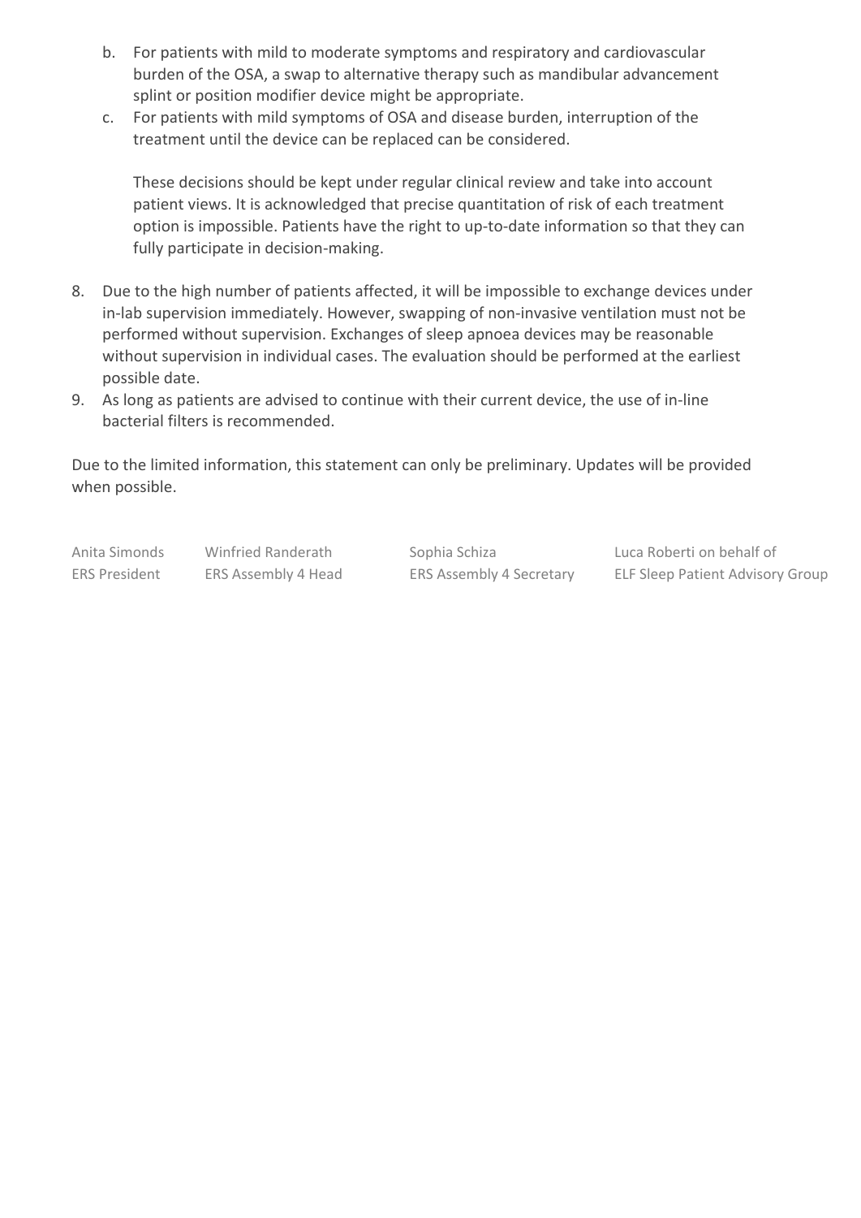b. For patients with mild to moderate symptoms and respiratory and cardiovascular burden of the OSA, a swap to alternative therapy such as mandibular advancement splint or position modifier device might be appropriate.
c. For patients with mild symptoms of OSA and disease burden, interruption of the treatment until the device can be replaced can be considered.

   These decisions should be kept under regular clinical review and take into account patient views. It is acknowledged that precise quantitation of risk of each treatment option is impossible. Patients have the right to up-to-date information so that they can fully participate in decision-making.

8. Due to the high number of patients affected, it will be impossible to exchange devices under in-lab supervision immediately. However, swapping of non-invasive ventilation must not be performed without supervision. Exchanges of sleep apnoea devices may be reasonable without supervision in individual cases. The evaluation should be performed at the earliest possible date.
9. As long as patients are advised to continue with their current device, the use of in-line bacterial filters is recommended.

Due to the limited information, this statement can only be preliminary. Updates will be provided when possible.

| | | | |
|---|---|---|---|
| Anita Simonds | Winfried Randerath | Sophia Schiza | Luca Roberti on behalf of |
| ERS President | ERS Assembly 4 Head | ERS Assembly 4 Secretary | ELF Sleep Patient Advisory Group |